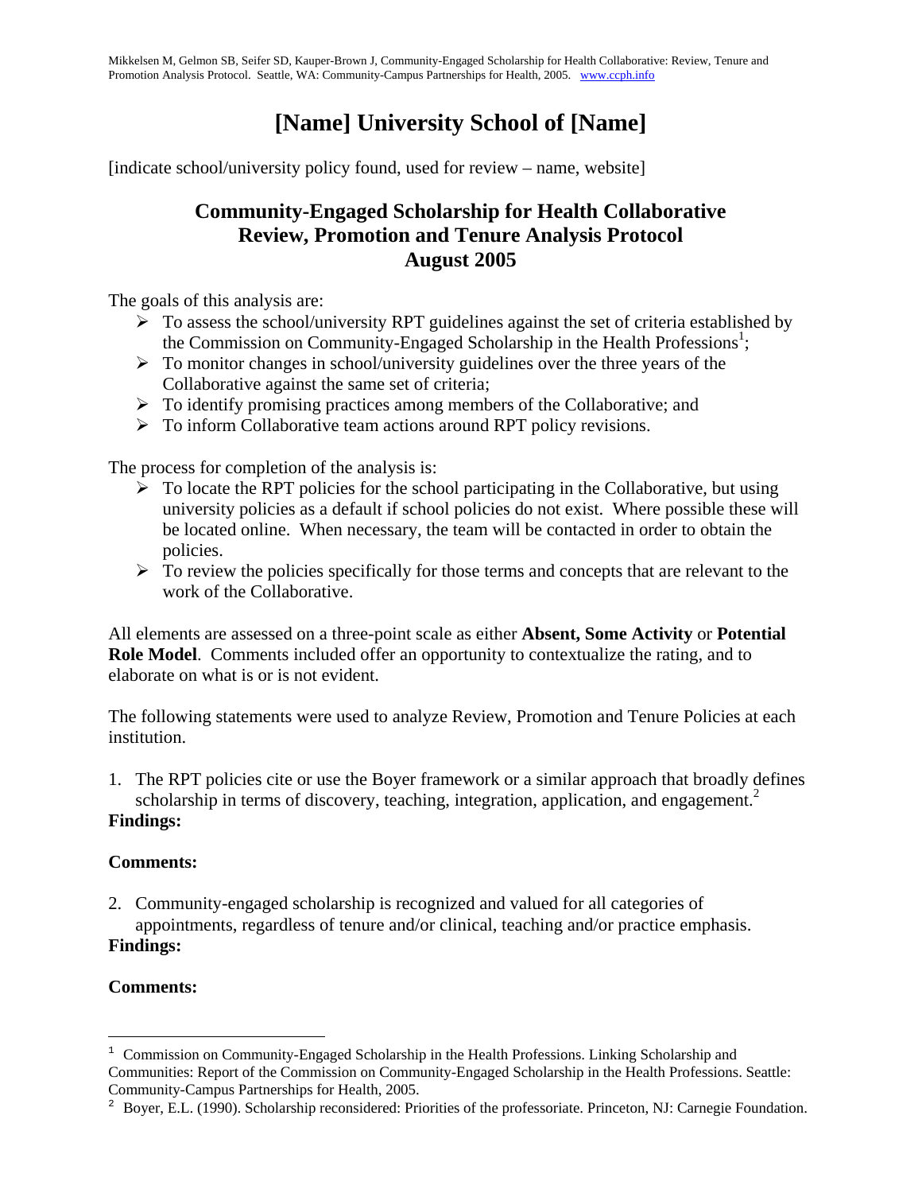Mikkelsen M, Gelmon SB, Seifer SD, Kauper-Brown J, Community-Engaged Scholarship for Health Collaborative: Review, Tenure and Promotion Analysis Protocol. Seattle, WA: Community-Campus Partnerships for Health, 2005. www.ccph.info

# [Name] University School of [Name]

[indicate school/university policy found, used for review – name, website]

## Community-Engaged Scholarship for Health Collaborative Review, Promotion and Tenure Analysis Protocol August 2005

The goals of this analysis are:

- To assess the school/university RPT guidelines against the set of criteria established by the Commission on Community-Engaged Scholarship in the Health Professions[1];
- To monitor changes in school/university guidelines over the three years of the Collaborative against the same set of criteria;
- To identify promising practices among members of the Collaborative; and
- To inform Collaborative team actions around RPT policy revisions.

The process for completion of the analysis is:

- To locate the RPT policies for the school participating in the Collaborative, but using university policies as a default if school policies do not exist. Where possible these will be located online. When necessary, the team will be contacted in order to obtain the policies.
- To review the policies specifically for those terms and concepts that are relevant to the work of the Collaborative.

All elements are assessed on a three-point scale as either **Absent, Some Activity** or **Potential Role Model**. Comments included offer an opportunity to contextualize the rating, and to elaborate on what is or is not evident.

The following statements were used to analyze Review, Promotion and Tenure Policies at each institution.

1. The RPT policies cite or use the Boyer framework or a similar approach that broadly defines scholarship in terms of discovery, teaching, integration, application, and engagement.[2]

**Findings:**

**Comments:**

2. Community-engaged scholarship is recognized and valued for all categories of appointments, regardless of tenure and/or clinical, teaching and/or practice emphasis.

**Findings:**

**Comments:**

---

[1] Commission on Community-Engaged Scholarship in the Health Professions. Linking Scholarship and Communities: Report of the Commission on Community-Engaged Scholarship in the Health Professions. Seattle: Community-Campus Partnerships for Health, 2005.

[2] Boyer, E.L. (1990). Scholarship reconsidered: Priorities of the professoriate. Princeton, NJ: Carnegie Foundation.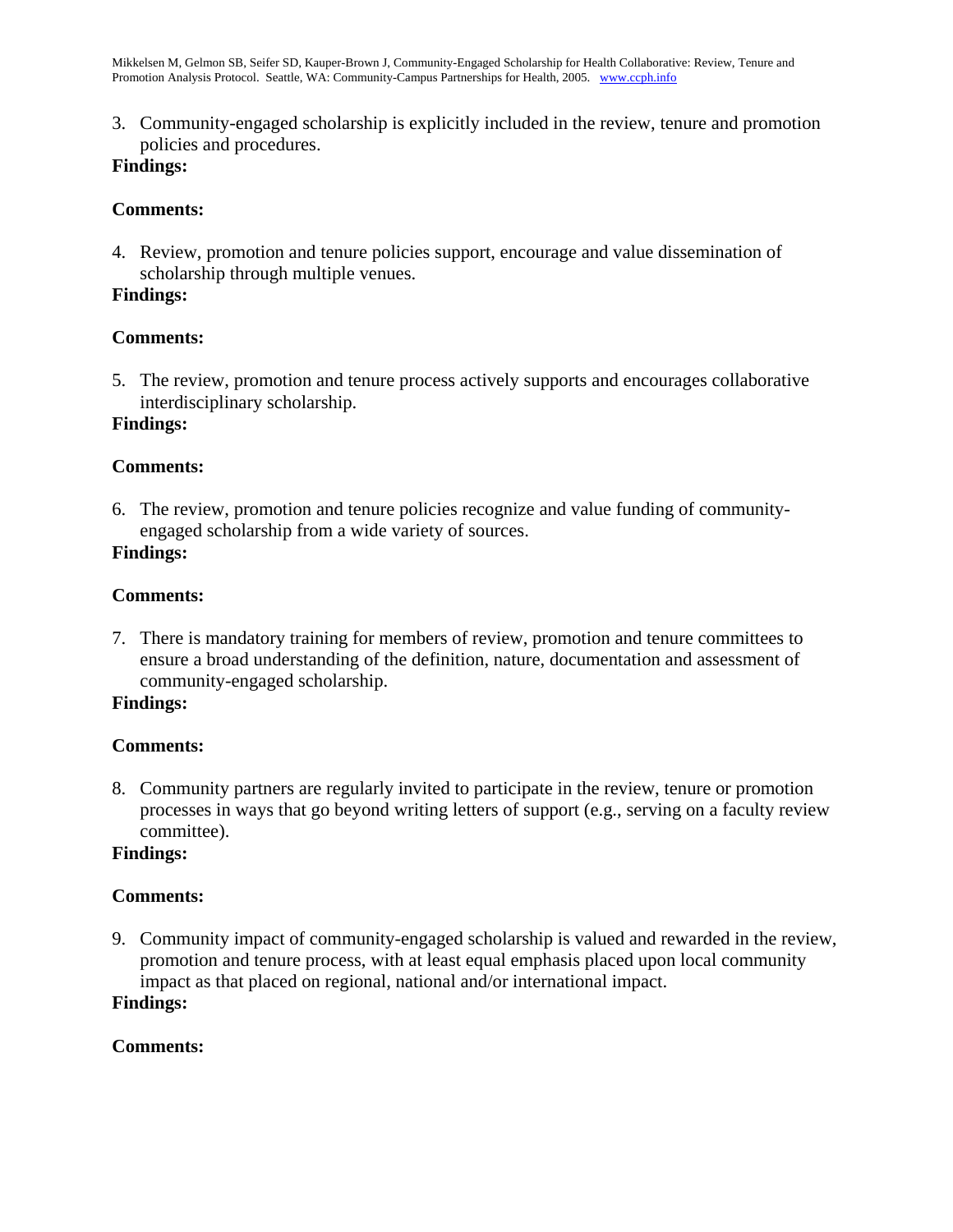3. Community-engaged scholarship is explicitly included in the review, tenure and promotion policies and procedures.

**Findings:**

**Comments:**

4. Review, promotion and tenure policies support, encourage and value dissemination of scholarship through multiple venues.

**Findings:**

**Comments:**

5. The review, promotion and tenure process actively supports and encourages collaborative interdisciplinary scholarship.

**Findings:**

**Comments:**

6. The review, promotion and tenure policies recognize and value funding of community-engaged scholarship from a wide variety of sources.

**Findings:**

**Comments:**

7. There is mandatory training for members of review, promotion and tenure committees to ensure a broad understanding of the definition, nature, documentation and assessment of community-engaged scholarship.

**Findings:**

**Comments:**

8. Community partners are regularly invited to participate in the review, tenure or promotion processes in ways that go beyond writing letters of support (e.g., serving on a faculty review committee).

**Findings:**

**Comments:**

9. Community impact of community-engaged scholarship is valued and rewarded in the review, promotion and tenure process, with at least equal emphasis placed upon local community impact as that placed on regional, national and/or international impact.

**Findings:**

**Comments:**